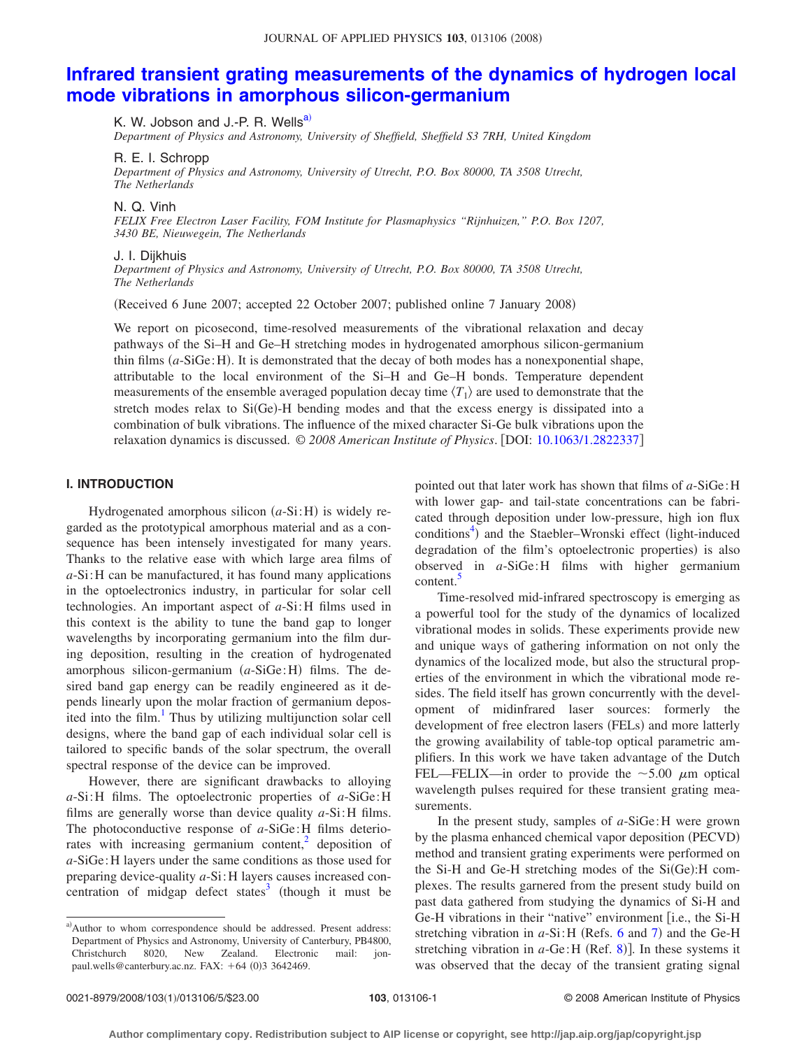# Infrared transient grating measurements of the dynamics of hydrogen local mode vibrations in amorphous silicon-germanium

K. W. Jobson and J.-P. R. Wells[a]
*Department of Physics and Astronomy, University of Sheffield, Sheffield S3 7RH, United Kingdom*

R. E. I. Schropp
*Department of Physics and Astronomy, University of Utrecht, P.O. Box 80000, TA 3508 Utrecht, The Netherlands*

N. Q. Vinh
*FELIX Free Electron Laser Facility, FOM Institute for Plasmaphysics "Rijnhuizen," P.O. Box 1207, 3430 BE, Nieuwegein, The Netherlands*

J. I. Dijkhuis
*Department of Physics and Astronomy, University of Utrecht, P.O. Box 80000, TA 3508 Utrecht, The Netherlands*

(Received 6 June 2007; accepted 22 October 2007; published online 7 January 2008)

We report on picosecond, time-resolved measurements of the vibrational relaxation and decay pathways of the Si–H and Ge–H stretching modes in hydrogenated amorphous silicon-germanium thin films (*a*-SiGe:H). It is demonstrated that the decay of both modes has a nonexponential shape, attributable to the local environment of the Si–H and Ge–H bonds. Temperature dependent measurements of the ensemble averaged population decay time $\langle T_1 \rangle$ are used to demonstrate that the stretch modes relax to Si(Ge)-H bending modes and that the excess energy is dissipated into a combination of bulk vibrations. The influence of the mixed character Si-Ge bulk vibrations upon the relaxation dynamics is discussed. © *2008 American Institute of Physics*. [DOI: 10.1063/1.2822337]

## I. INTRODUCTION

Hydrogenated amorphous silicon (*a*-Si:H) is widely regarded as the prototypical amorphous material and as a consequence has been intensely investigated for many years. Thanks to the relative ease with which large area films of *a*-Si:H can be manufactured, it has found many applications in the optoelectronics industry, in particular for solar cell technologies. An important aspect of *a*-Si:H films used in this context is the ability to tune the band gap to longer wavelengths by incorporating germanium into the film during deposition, resulting in the creation of hydrogenated amorphous silicon-germanium (*a*-SiGe:H) films. The desired band gap energy can be readily engineered as it depends linearly upon the molar fraction of germanium deposited into the film.[1] Thus by utilizing multijunction solar cell designs, where the band gap of each individual solar cell is tailored to specific bands of the solar spectrum, the overall spectral response of the device can be improved.

However, there are significant drawbacks to alloying *a*-Si:H films. The optoelectronic properties of *a*-SiGe:H films are generally worse than device quality *a*-Si:H films. The photoconductive response of *a*-SiGe:H films deteriorates with increasing germanium content,[2] deposition of *a*-SiGe:H layers under the same conditions as those used for preparing device-quality *a*-Si:H layers causes increased concentration of midgap defect states[3] (though it must be pointed out that later work has shown that films of *a*-SiGe:H with lower gap- and tail-state concentrations can be fabricated through deposition under low-pressure, high ion flux conditions[4]) and the Staebler–Wronski effect (light-induced degradation of the film's optoelectronic properties) is also observed in *a*-SiGe:H films with higher germanium content.[5]

Time-resolved mid-infrared spectroscopy is emerging as a powerful tool for the study of the dynamics of localized vibrational modes in solids. These experiments provide new and unique ways of gathering information on not only the dynamics of the localized mode, but also the structural properties of the environment in which the vibrational mode resides. The field itself has grown concurrently with the development of midinfrared laser sources: formerly the development of free electron lasers (FELs) and more latterly the growing availability of table-top optical parametric amplifiers. In this work we have taken advantage of the Dutch FEL—FELIX—in order to provide the ~5.00 μm optical wavelength pulses required for these transient grating measurements.

In the present study, samples of *a*-SiGe:H were grown by the plasma enhanced chemical vapor deposition (PECVD) method and transient grating experiments were performed on the Si-H and Ge-H stretching modes of the Si(Ge):H complexes. The results garnered from the present study build on past data gathered from studying the dynamics of Si-H and Ge-H vibrations in their "native" environment [i.e., the Si-H stretching vibration in *a*-Si:H (Refs. 6 and 7) and the Ge-H stretching vibration in *a*-Ge:H (Ref. 8)]. In these systems it was observed that the decay of the transient grating signal

[a]Author to whom correspondence should be addressed. Present address: Department of Physics and Astronomy, University of Canterbury, PB4800, Christchurch 8020, New Zealand. Electronic mail: jon-paul.wells@canterbury.ac.nz. FAX: +64 (0)3 3642469.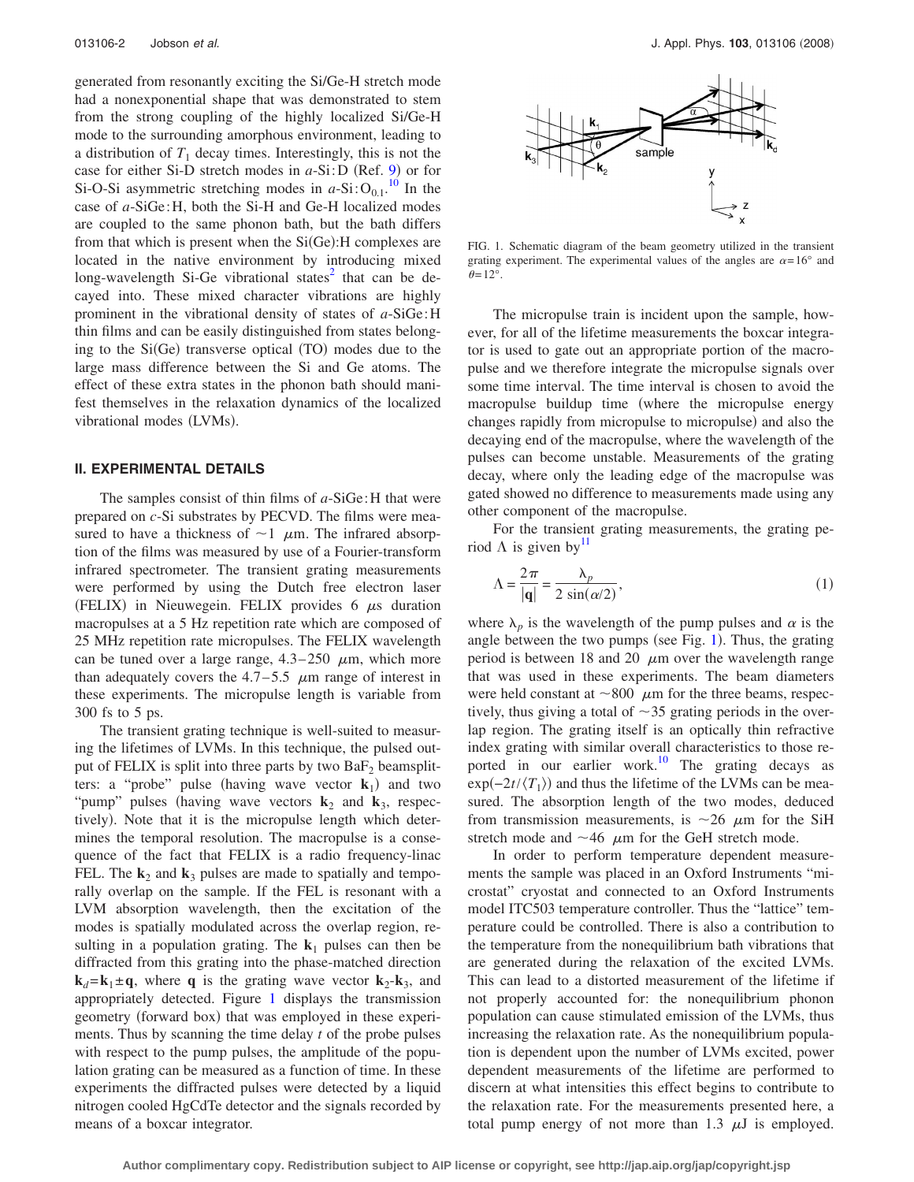generated from resonantly exciting the Si/Ge-H stretch mode had a nonexponential shape that was demonstrated to stem from the strong coupling of the highly localized Si/Ge-H mode to the surrounding amorphous environment, leading to a distribution of $T_1$ decay times. Interestingly, this is not the case for either Si-D stretch modes in *a*-Si:D (Ref. 9) or for Si-O-Si asymmetric stretching modes in *a*-Si:$O_{0.1}$.[10] In the case of *a*-SiGe:H, both the Si-H and Ge-H localized modes are coupled to the same phonon bath, but the bath differs from that which is present when the Si(Ge):H complexes are located in the native environment by introducing mixed long-wavelength Si-Ge vibrational states[2] that can be decayed into. These mixed character vibrations are highly prominent in the vibrational density of states of *a*-SiGe:H thin films and can be easily distinguished from states belonging to the Si(Ge) transverse optical (TO) modes due to the large mass difference between the Si and Ge atoms. The effect of these extra states in the phonon bath should manifest themselves in the relaxation dynamics of the localized vibrational modes (LVMs).

## II. EXPERIMENTAL DETAILS

The samples consist of thin films of *a*-SiGe:H that were prepared on *c*-Si substrates by PECVD. The films were measured to have a thickness of ~1 μm. The infrared absorption of the films was measured by use of a Fourier-transform infrared spectrometer. The transient grating measurements were performed by using the Dutch free electron laser (FELIX) in Nieuwegein. FELIX provides 6 μs duration macropulses at a 5 Hz repetition rate which are composed of 25 MHz repetition rate micropulses. The FELIX wavelength can be tuned over a large range, 4.3–250 μm, which more than adequately covers the 4.7–5.5 μm range of interest in these experiments. The micropulse length is variable from 300 fs to 5 ps.

The transient grating technique is well-suited to measuring the lifetimes of LVMs. In this technique, the pulsed output of FELIX is split into three parts by two $BaF_2$ beamsplitters: a "probe" pulse (having wave vector $\mathbf{k}_1$) and two "pump" pulses (having wave vectors $\mathbf{k}_2$ and $\mathbf{k}_3$, respectively). Note that it is the micropulse length which determines the temporal resolution. The macropulse is a consequence of the fact that FELIX is a radio frequency-linac FEL. The $\mathbf{k}_2$ and $\mathbf{k}_3$ pulses are made to spatially and temporally overlap on the sample. If the FEL is resonant with a LVM absorption wavelength, then the excitation of the modes is spatially modulated across the overlap region, resulting in a population grating. The $\mathbf{k}_1$ pulses can then be diffracted from this grating into the phase-matched direction $\mathbf{k}_d=\mathbf{k}_1\pm\mathbf{q}$, where $\mathbf{q}$ is the grating wave vector $\mathbf{k}_2$-$\mathbf{k}_3$, and appropriately detected. Figure 1 displays the transmission geometry (forward box) that was employed in these experiments. Thus by scanning the time delay $t$ of the probe pulses with respect to the pump pulses, the amplitude of the population grating can be measured as a function of time. In these experiments the diffracted pulses were detected by a liquid nitrogen cooled HgCdTe detector and the signals recorded by means of a boxcar integrator.

FIG. 1. Schematic diagram of the beam geometry utilized in the transient grating experiment. The experimental values of the angles are $\alpha=16°$ and $\theta=12°$.

The micropulse train is incident upon the sample, however, for all of the lifetime measurements the boxcar integrator is used to gate out an appropriate portion of the macropulse and we therefore integrate the micropulse signals over some time interval. The time interval is chosen to avoid the macropulse buildup time (where the micropulse energy changes rapidly from micropulse to micropulse) and also the decaying end of the macropulse, where the wavelength of the pulses can become unstable. Measurements of the grating decay, where only the leading edge of the macropulse was gated showed no difference to measurements made using any other component of the macropulse.

For the transient grating measurements, the grating period $\Lambda$ is given by[11]

$$\Lambda = \frac{2\pi}{|\mathbf{q}|} = \frac{\lambda_p}{2\sin(\alpha/2)}, \tag{1}$$

where $\lambda_p$ is the wavelength of the pump pulses and $\alpha$ is the angle between the two pumps (see Fig. 1). Thus, the grating period is between 18 and 20 μm over the wavelength range that was used in these experiments. The beam diameters were held constant at ~800 μm for the three beams, respectively, thus giving a total of ~35 grating periods in the overlap region. The grating itself is an optically thin refractive index grating with similar overall characteristics to those reported in our earlier work.[10] The grating decays as $\exp(-2t/\langle T_1\rangle)$ and thus the lifetime of the LVMs can be measured. The absorption length of the two modes, deduced from transmission measurements, is ~26 μm for the SiH stretch mode and ~46 μm for the GeH stretch mode.

In order to perform temperature dependent measurements the sample was placed in an Oxford Instruments "microstat" cryostat and connected to an Oxford Instruments model ITC503 temperature controller. Thus the "lattice" temperature could be controlled. There is also a contribution to the temperature from the nonequilibrium bath vibrations that are generated during the relaxation of the excited LVMs. This can lead to a distorted measurement of the lifetime if not properly accounted for: the nonequilibrium phonon population can cause stimulated emission of the LVMs, thus increasing the relaxation rate. As the nonequilibrium population is dependent upon the number of LVMs excited, power dependent measurements of the lifetime are performed to discern at what intensities this effect begins to contribute to the relaxation rate. For the measurements presented here, a total pump energy of not more than 1.3 μJ is employed.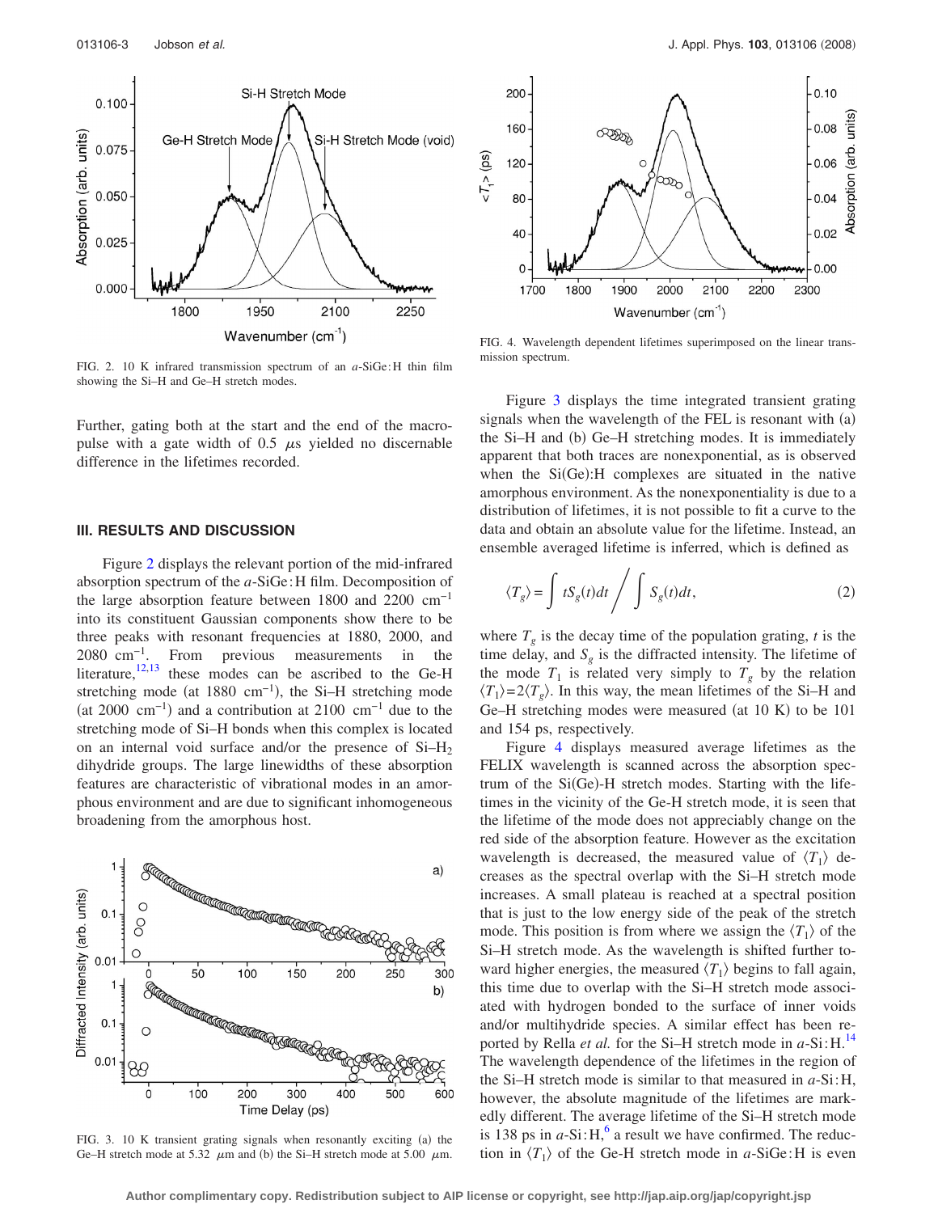FIG. 2. 10 K infrared transmission spectrum of an *a*-SiGe:H thin film showing the Si–H and Ge–H stretch modes.

Further, gating both at the start and the end of the macropulse with a gate width of 0.5 $\mu$s yielded no discernable difference in the lifetimes recorded.

## III. RESULTS AND DISCUSSION

Figure 2 displays the relevant portion of the mid-infrared absorption spectrum of the *a*-SiGe:H film. Decomposition of the large absorption feature between 1800 and 2200 $\text{cm}^{-1}$ into its constituent Gaussian components show there to be three peaks with resonant frequencies at 1880, 2000, and 2080 $\text{cm}^{-1}$. From previous measurements in the literature,[12,13] these modes can be ascribed to the Ge-H stretching mode (at 1880 $\text{cm}^{-1}$), the Si–H stretching mode (at 2000 $\text{cm}^{-1}$) and a contribution at 2100 $\text{cm}^{-1}$ due to the stretching mode of Si–H bonds when this complex is located on an internal void surface and/or the presence of $Si–H_2$ dihydride groups. The large linewidths of these absorption features are characteristic of vibrational modes in an amorphous environment and are due to significant inhomogeneous broadening from the amorphous host.

FIG. 3. 10 K transient grating signals when resonantly exciting (a) the Ge–H stretch mode at 5.32 $\mu$m and (b) the Si–H stretch mode at 5.00 $\mu$m.

FIG. 4. Wavelength dependent lifetimes superimposed on the linear transmission spectrum.

Figure 3 displays the time integrated transient grating signals when the wavelength of the FEL is resonant with (a) the Si–H and (b) Ge–H stretching modes. It is immediately apparent that both traces are nonexponential, as is observed when the Si(Ge):H complexes are situated in the native amorphous environment. As the nonexponentiality is due to a distribution of lifetimes, it is not possible to fit a curve to the data and obtain an absolute value for the lifetime. Instead, an ensemble averaged lifetime is inferred, which is defined as

$$\langle T_g \rangle = \int t S_g(t) dt \bigg/ \int S_g(t) dt, \tag{2}$$

where $T_g$ is the decay time of the population grating, $t$ is the time delay, and $S_g$ is the diffracted intensity. The lifetime of the mode $T_1$ is related very simply to $T_g$ by the relation $\langle T_1 \rangle = 2\langle T_g \rangle$. In this way, the mean lifetimes of the Si–H and Ge–H stretching modes were measured (at 10 K) to be 101 and 154 ps, respectively.

Figure 4 displays measured average lifetimes as the FELIX wavelength is scanned across the absorption spectrum of the Si(Ge)-H stretch modes. Starting with the lifetimes in the vicinity of the Ge-H stretch mode, it is seen that the lifetime of the mode does not appreciably change on the red side of the absorption feature. However as the excitation wavelength is decreased, the measured value of $\langle T_1 \rangle$ decreases as the spectral overlap with the Si–H stretch mode increases. A small plateau is reached at a spectral position that is just to the low energy side of the peak of the stretch mode. This position is from where we assign the $\langle T_1 \rangle$ of the Si–H stretch mode. As the wavelength is shifted further toward higher energies, the measured $\langle T_1 \rangle$ begins to fall again, this time due to overlap with the Si–H stretch mode associated with hydrogen bonded to the surface of inner voids and/or multihydride species. A similar effect has been reported by Rella *et al.* for the Si–H stretch mode in *a*-Si:H.[14] The wavelength dependence of the lifetimes in the region of the Si–H stretch mode is similar to that measured in *a*-Si:H, however, the absolute magnitude of the lifetimes are markedly different. The average lifetime of the Si–H stretch mode is 138 ps in *a*-Si:H,[6] a result we have confirmed. The reduction in $\langle T_1 \rangle$ of the Ge-H stretch mode in *a*-SiGe:H is even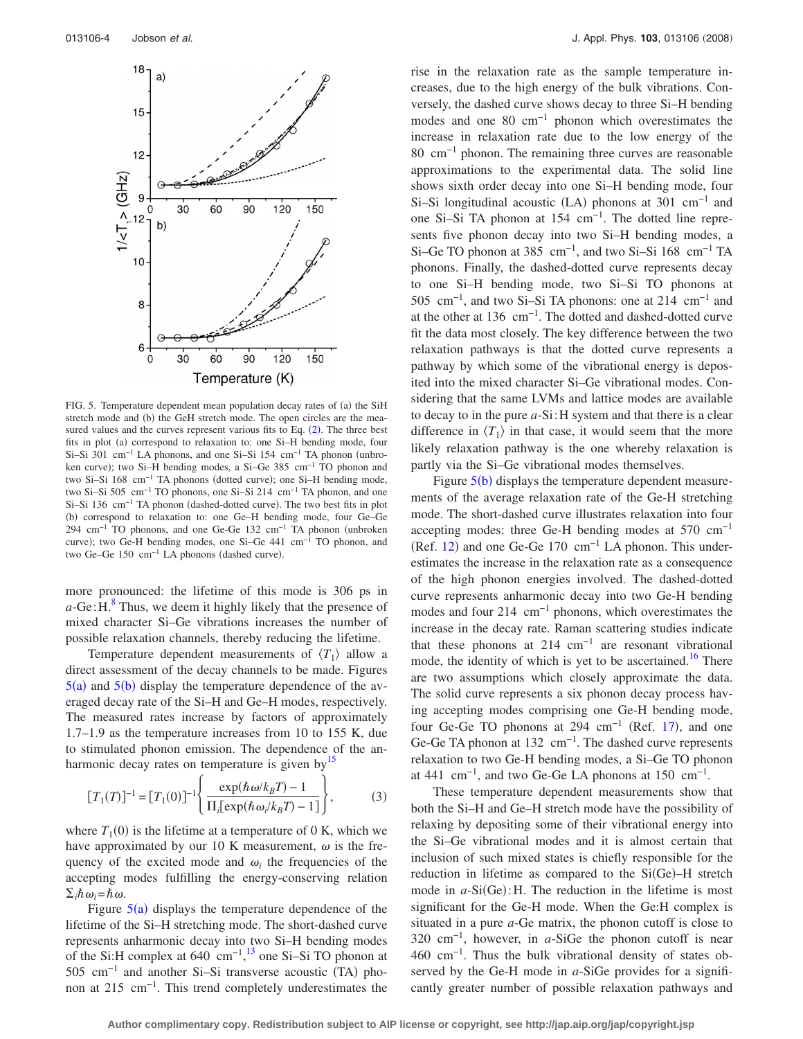FIG. 5. Temperature dependent mean population decay rates of (a) the SiH stretch mode and (b) the GeH stretch mode. The open circles are the measured values and the curves represent various fits to Eq. (2). The three best fits in plot (a) correspond to relaxation to: one Si–H bending mode, four Si–Si 301 cm$^{-1}$ LA phonons, and one Si–Si 154 cm$^{-1}$ TA phonon (unbroken curve); two Si–H bending modes, a Si–Ge 385 cm$^{-1}$ TO phonon and two Si–Si 168 cm$^{-1}$ TA phonons (dotted curve); one Si–H bending mode, two Si–Si 505 cm$^{-1}$ TO phonons, one Si–Si 214 cm$^{-1}$ TA phonon, and one Si–Si 136 cm$^{-1}$ TA phonon (dashed-dotted curve). The two best fits in plot (b) correspond to relaxation to: one Ge–H bending mode, four Ge–Ge 294 cm$^{-1}$ TO phonons, and one Ge-Ge 132 cm$^{-1}$ TA phonon (unbroken curve); two Ge-H bending modes, one Si–Ge 441 cm$^{-1}$ TO phonon, and two Ge–Ge 150 cm$^{-1}$ LA phonons (dashed curve).

more pronounced: the lifetime of this mode is 306 ps in *a*-Ge:H.[8] Thus, we deem it highly likely that the presence of mixed character Si–Ge vibrations increases the number of possible relaxation channels, thereby reducing the lifetime.

Temperature dependent measurements of $\langle T_1 \rangle$ allow a direct assessment of the decay channels to be made. Figures 5(a) and 5(b) display the temperature dependence of the averaged decay rate of the Si–H and Ge–H modes, respectively. The measured rates increase by factors of approximately 1.7–1.9 as the temperature increases from 10 to 155 K, due to stimulated phonon emission. The dependence of the anharmonic decay rates on temperature is given by[15]

$$[T_1(T)]^{-1} = [T_1(0)]^{-1}\left\{\frac{\exp(\hbar\omega/k_BT)-1}{\Pi_i[\exp(\hbar\omega_i/k_BT)-1]}\right\}, \tag{3}$$

where $T_1(0)$ is the lifetime at a temperature of 0 K, which we have approximated by our 10 K measurement, $\omega$ is the frequency of the excited mode and $\omega_i$ the frequencies of the accepting modes fulfilling the energy-conserving relation $\Sigma_i\hbar\omega_i=\hbar\omega$.

Figure 5(a) displays the temperature dependence of the lifetime of the Si–H stretching mode. The short-dashed curve represents anharmonic decay into two Si–H bending modes of the Si:H complex at 640 cm$^{-1}$,[13] one Si–Si TO phonon at 505 cm$^{-1}$ and another Si–Si transverse acoustic (TA) phonon at 215 cm$^{-1}$. This trend completely underestimates the rise in the relaxation rate as the sample temperature increases, due to the high energy of the bulk vibrations. Conversely, the dashed curve shows decay to three Si–H bending modes and one 80 cm$^{-1}$ phonon which overestimates the increase in relaxation rate due to the low energy of the 80 cm$^{-1}$ phonon. The remaining three curves are reasonable approximations to the experimental data. The solid line shows sixth order decay into one Si–H bending mode, four Si–Si longitudinal acoustic (LA) phonons at 301 cm$^{-1}$ and one Si–Si TA phonon at 154 cm$^{-1}$. The dotted line represents five phonon decay into two Si–H bending modes, a Si–Ge TO phonon at 385 cm$^{-1}$, and two Si–Si 168 cm$^{-1}$ TA phonons. Finally, the dashed-dotted curve represents decay to one Si–H bending mode, two Si–Si TO phonons at 505 cm$^{-1}$, and two Si–Si TA phonons: one at 214 cm$^{-1}$ and at the other at 136 cm$^{-1}$. The dotted and dashed-dotted curve fit the data most closely. The key difference between the two relaxation pathways is that the dotted curve represents a pathway by which some of the vibrational energy is deposited into the mixed character Si–Ge vibrational modes. Considering that the same LVMs and lattice modes are available to decay to in the pure *a*-Si:H system and that there is a clear difference in $\langle T_1 \rangle$ in that case, it would seem that the more likely relaxation pathway is the one whereby relaxation is partly via the Si–Ge vibrational modes themselves.

Figure 5(b) displays the temperature dependent measurements of the average relaxation rate of the Ge-H stretching mode. The short-dashed curve illustrates relaxation into four accepting modes: three Ge-H bending modes at 570 cm$^{-1}$ (Ref. 12) and one Ge-Ge 170 cm$^{-1}$ LA phonon. This underestimates the increase in the relaxation rate as a consequence of the high phonon energies involved. The dashed-dotted curve represents anharmonic decay into two Ge-H bending modes and four 214 cm$^{-1}$ phonons, which overestimates the increase in the decay rate. Raman scattering studies indicate that these phonons at 214 cm$^{-1}$ are resonant vibrational mode, the identity of which is yet to be ascertained.[16] There are two assumptions which closely approximate the data. The solid curve represents a six phonon decay process having accepting modes comprising one Ge-H bending mode, four Ge-Ge TO phonons at 294 cm$^{-1}$ (Ref. 17), and one Ge-Ge TA phonon at 132 cm$^{-1}$. The dashed curve represents relaxation to two Ge-H bending modes, a Si–Ge TO phonon at 441 cm$^{-1}$, and two Ge-Ge LA phonons at 150 cm$^{-1}$.

These temperature dependent measurements show that both the Si–H and Ge–H stretch mode have the possibility of relaxing by depositing some of their vibrational energy into the Si–Ge vibrational modes and it is almost certain that inclusion of such mixed states is chiefly responsible for the reduction in lifetime as compared to the Si(Ge)–H stretch mode in *a*-Si(Ge):H. The reduction in the lifetime is most significant for the Ge-H mode. When the Ge:H complex is situated in a pure *a*-Ge matrix, the phonon cutoff is close to 320 cm$^{-1}$, however, in *a*-SiGe the phonon cutoff is near 460 cm$^{-1}$. Thus the bulk vibrational density of states observed by the Ge-H mode in *a*-SiGe provides for a significantly greater number of possible relaxation pathways and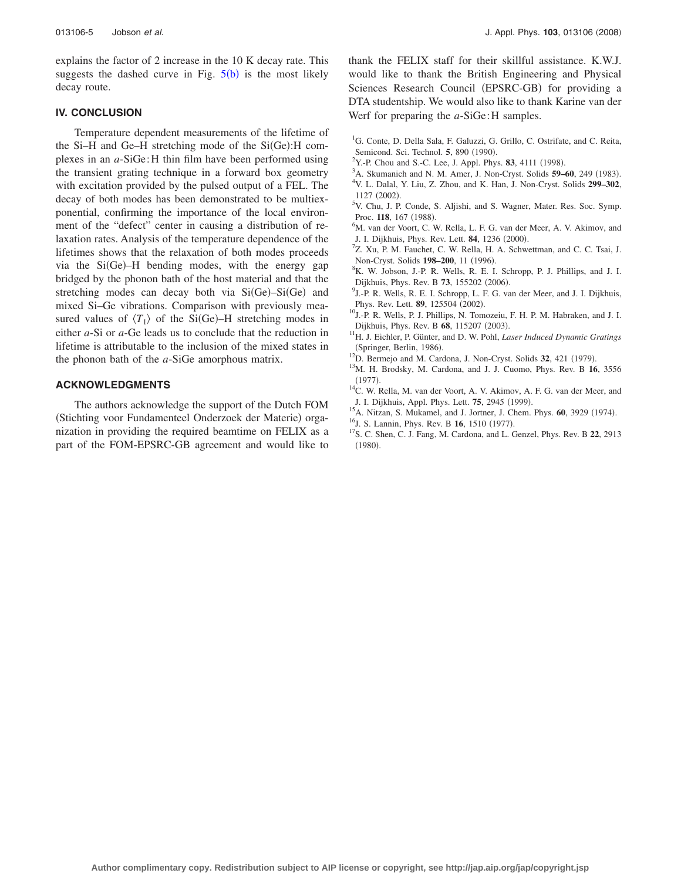explains the factor of 2 increase in the 10 K decay rate. This suggests the dashed curve in Fig. 5(b) is the most likely decay route.

## IV. CONCLUSION

Temperature dependent measurements of the lifetime of the Si–H and Ge–H stretching mode of the Si(Ge):H complexes in an *a*-SiGe:H thin film have been performed using the transient grating technique in a forward box geometry with excitation provided by the pulsed output of a FEL. The decay of both modes has been demonstrated to be multiexponential, confirming the importance of the local environment of the "defect" center in causing a distribution of relaxation rates. Analysis of the temperature dependence of the lifetimes shows that the relaxation of both modes proceeds via the Si(Ge)–H bending modes, with the energy gap bridged by the phonon bath of the host material and that the stretching modes can decay both via Si(Ge)–Si(Ge) and mixed Si–Ge vibrations. Comparison with previously measured values of $\langle T_1 \rangle$ of the Si(Ge)–H stretching modes in either *a*-Si or *a*-Ge leads us to conclude that the reduction in lifetime is attributable to the inclusion of the mixed states in the phonon bath of the *a*-SiGe amorphous matrix.

## ACKNOWLEDGMENTS

The authors acknowledge the support of the Dutch FOM (Stichting voor Fundamenteel Onderzoek der Materie) organization in providing the required beamtime on FELIX as a part of the FOM-EPSRC-GB agreement and would like to thank the FELIX staff for their skillful assistance. K.W.J. would like to thank the British Engineering and Physical Sciences Research Council (EPSRC-GB) for providing a DTA studentship. We would also like to thank Karine van der Werf for preparing the *a*-SiGe:H samples.

[1] G. Conte, D. Della Sala, F. Galuzzi, G. Grillo, C. Ostrifate, and C. Reita, Semicond. Sci. Technol. **5**, 890 (1990).
[2] Y.-P. Chou and S.-C. Lee, J. Appl. Phys. **83**, 4111 (1998).
[3] A. Skumanich and N. M. Amer, J. Non-Cryst. Solids **59–60**, 249 (1983).
[4] V. L. Dalal, Y. Liu, Z. Zhou, and K. Han, J. Non-Cryst. Solids **299–302**, 1127 (2002).
[5] V. Chu, J. P. Conde, S. Aljishi, and S. Wagner, Mater. Res. Soc. Symp. Proc. **118**, 167 (1988).
[6] M. van der Voort, C. W. Rella, L. F. G. van der Meer, A. V. Akimov, and J. I. Dijkhuis, Phys. Rev. Lett. **84**, 1236 (2000).
[7] Z. Xu, P. M. Fauchet, C. W. Rella, H. A. Schwettman, and C. C. Tsai, J. Non-Cryst. Solids **198–200**, 11 (1996).
[8] K. W. Jobson, J.-P. R. Wells, R. E. I. Schropp, P. J. Phillips, and J. I. Dijkhuis, Phys. Rev. B **73**, 155202 (2006).
[9] J.-P. R. Wells, R. E. I. Schropp, L. F. G. van der Meer, and J. I. Dijkhuis, Phys. Rev. Lett. **89**, 125504 (2002).
[10] J.-P. R. Wells, P. J. Phillips, N. Tomozeiu, F. H. P. M. Habraken, and J. I. Dijkhuis, Phys. Rev. B **68**, 115207 (2003).
[11] H. J. Eichler, P. Günter, and D. W. Pohl, *Laser Induced Dynamic Gratings* (Springer, Berlin, 1986).
[12] D. Bermejo and M. Cardona, J. Non-Cryst. Solids **32**, 421 (1979).
[13] M. H. Brodsky, M. Cardona, and J. J. Cuomo, Phys. Rev. B **16**, 3556 (1977).
[14] C. W. Rella, M. van der Voort, A. V. Akimov, A. F. G. van der Meer, and J. I. Dijkhuis, Appl. Phys. Lett. **75**, 2945 (1999).
[15] A. Nitzan, S. Mukamel, and J. Jortner, J. Chem. Phys. **60**, 3929 (1974).
[16] J. S. Lannin, Phys. Rev. B **16**, 1510 (1977).
[17] S. C. Shen, C. J. Fang, M. Cardona, and L. Genzel, Phys. Rev. B **22**, 2913 (1980).